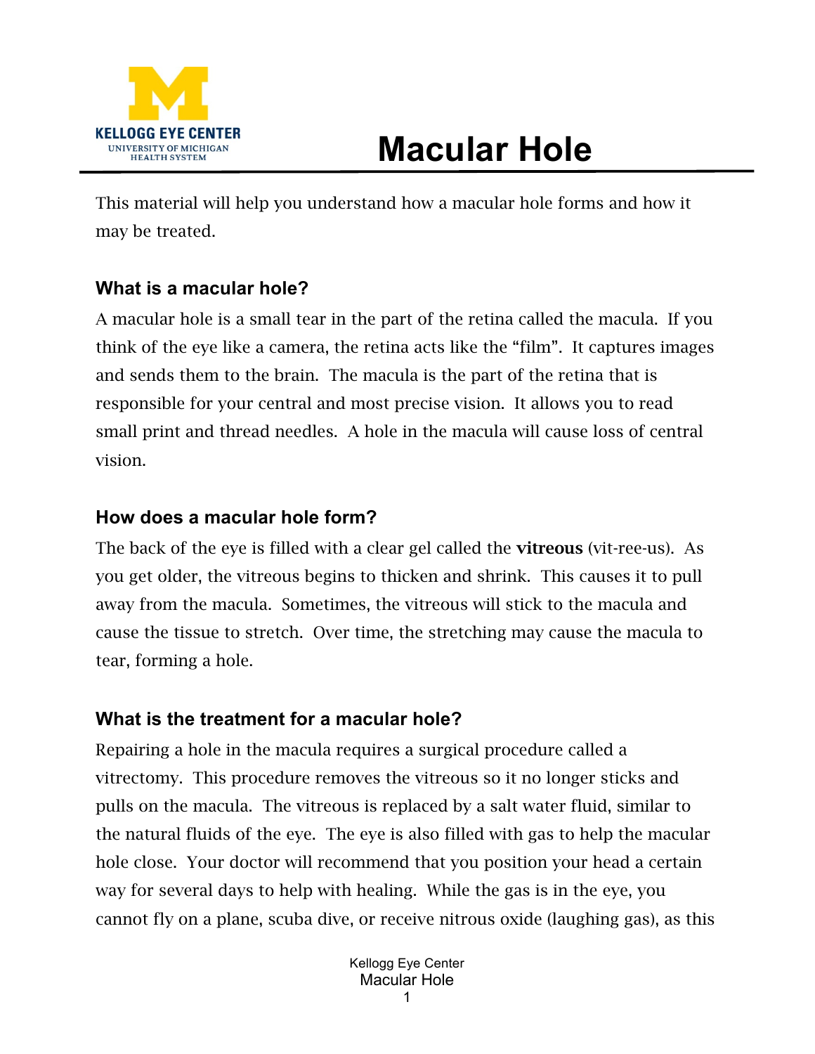KELLOGG EYE CENTER
UNIVERSITY OF MICHIGAN
HEALTH SYSTEM

# Macular Hole

This material will help you understand how a macular hole forms and how it may be treated.

### What is a macular hole?

A macular hole is a small tear in the part of the retina called the macula. If you think of the eye like a camera, the retina acts like the "film". It captures images and sends them to the brain. The macula is the part of the retina that is responsible for your central and most precise vision. It allows you to read small print and thread needles. A hole in the macula will cause loss of central vision.

### How does a macular hole form?

The back of the eye is filled with a clear gel called the **vitreous** (vit-ree-us). As you get older, the vitreous begins to thicken and shrink. This causes it to pull away from the macula. Sometimes, the vitreous will stick to the macula and cause the tissue to stretch. Over time, the stretching may cause the macula to tear, forming a hole.

### What is the treatment for a macular hole?

Repairing a hole in the macula requires a surgical procedure called a vitrectomy. This procedure removes the vitreous so it no longer sticks and pulls on the macula. The vitreous is replaced by a salt water fluid, similar to the natural fluids of the eye. The eye is also filled with gas to help the macular hole close. Your doctor will recommend that you position your head a certain way for several days to help with healing. While the gas is in the eye, you cannot fly on a plane, scuba dive, or receive nitrous oxide (laughing gas), as this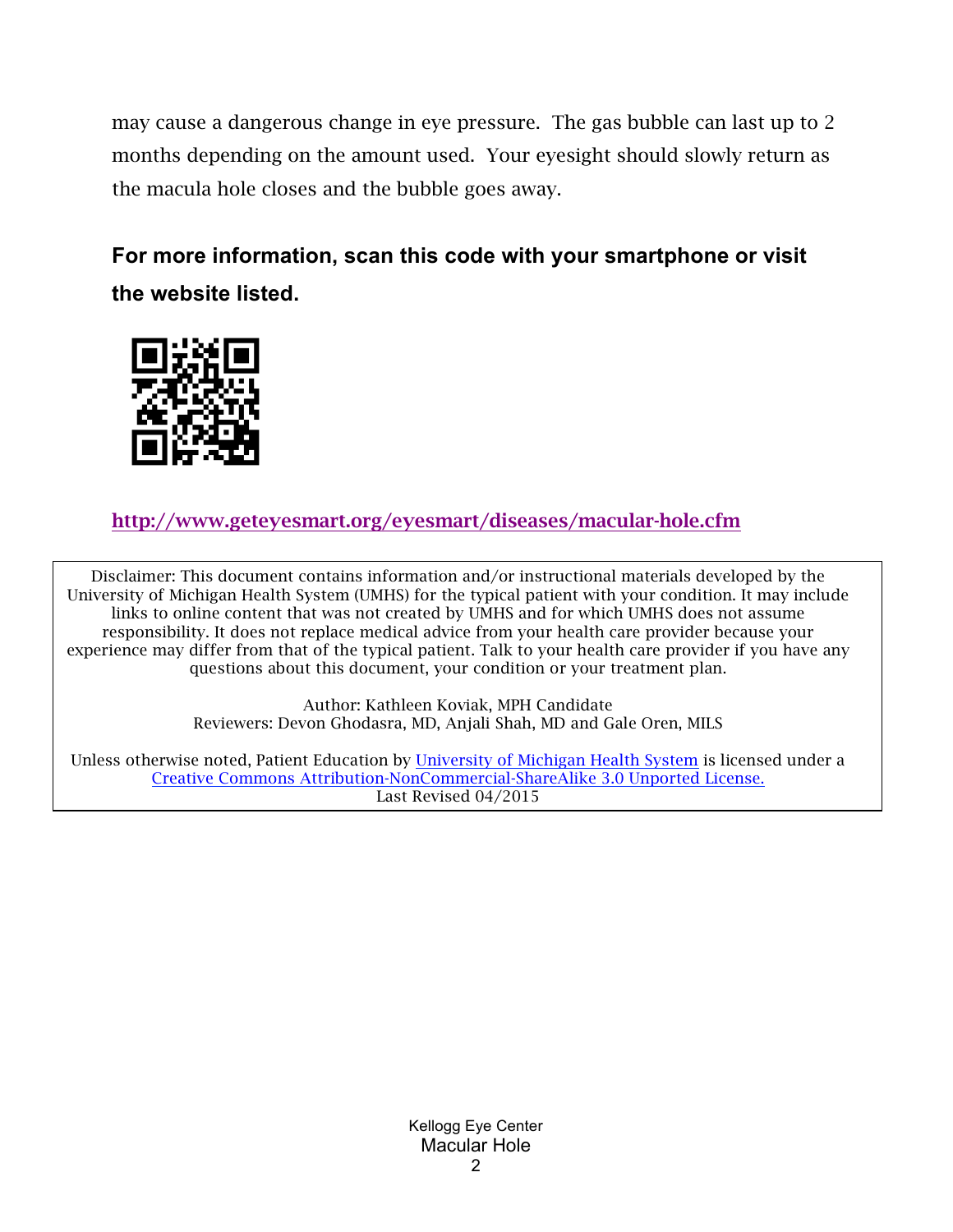may cause a dangerous change in eye pressure. The gas bubble can last up to 2 months depending on the amount used. Your eyesight should slowly return as the macula hole closes and the bubble goes away.

**For more information, scan this code with your smartphone or visit the website listed.**

http://www.geteyesmart.org/eyesmart/diseases/macular-hole.cfm

Disclaimer: This document contains information and/or instructional materials developed by the University of Michigan Health System (UMHS) for the typical patient with your condition. It may include links to online content that was not created by UMHS and for which UMHS does not assume responsibility. It does not replace medical advice from your health care provider because your experience may differ from that of the typical patient. Talk to your health care provider if you have any questions about this document, your condition or your treatment plan.

Author: Kathleen Koviak, MPH Candidate
Reviewers: Devon Ghodasra, MD, Anjali Shah, MD and Gale Oren, MILS

Unless otherwise noted, Patient Education by University of Michigan Health System is licensed under a Creative Commons Attribution-NonCommercial-ShareAlike 3.0 Unported License.
Last Revised 04/2015